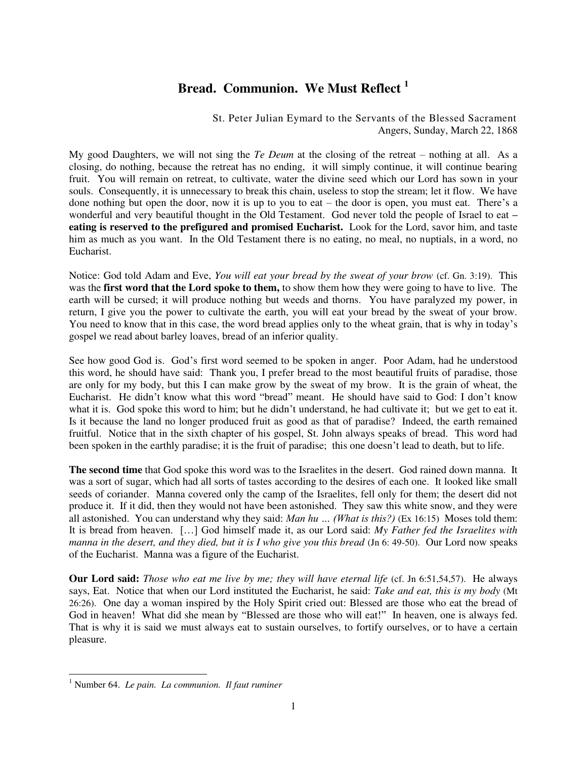# Bread. Communion. We Must Reflect [1]

St. Peter Julian Eymard to the Servants of the Blessed Sacrament
Angers, Sunday, March 22, 1868

My good Daughters, we will not sing the *Te Deum* at the closing of the retreat – nothing at all. As a closing, do nothing, because the retreat has no ending, it will simply continue, it will continue bearing fruit. You will remain on retreat, to cultivate, water the divine seed which our Lord has sown in your souls. Consequently, it is unnecessary to break this chain, useless to stop the stream; let it flow. We have done nothing but open the door, now it is up to you to eat – the door is open, you must eat. There's a wonderful and very beautiful thought in the Old Testament. God never told the people of Israel to eat – **eating is reserved to the prefigured and promised Eucharist.** Look for the Lord, savor him, and taste him as much as you want. In the Old Testament there is no eating, no meal, no nuptials, in a word, no Eucharist.

Notice: God told Adam and Eve, *You will eat your bread by the sweat of your brow* (cf. Gn. 3:19). This was the **first word that the Lord spoke to them,** to show them how they were going to have to live. The earth will be cursed; it will produce nothing but weeds and thorns. You have paralyzed my power, in return, I give you the power to cultivate the earth, you will eat your bread by the sweat of your brow. You need to know that in this case, the word bread applies only to the wheat grain, that is why in today's gospel we read about barley loaves, bread of an inferior quality.

See how good God is. God's first word seemed to be spoken in anger. Poor Adam, had he understood this word, he should have said: Thank you, I prefer bread to the most beautiful fruits of paradise, those are only for my body, but this I can make grow by the sweat of my brow. It is the grain of wheat, the Eucharist. He didn't know what this word "bread" meant. He should have said to God: I don't know what it is. God spoke this word to him; but he didn't understand, he had cultivate it; but we get to eat it. Is it because the land no longer produced fruit as good as that of paradise? Indeed, the earth remained fruitful. Notice that in the sixth chapter of his gospel, St. John always speaks of bread. This word had been spoken in the earthly paradise; it is the fruit of paradise; this one doesn't lead to death, but to life.

**The second time** that God spoke this word was to the Israelites in the desert. God rained down manna. It was a sort of sugar, which had all sorts of tastes according to the desires of each one. It looked like small seeds of coriander. Manna covered only the camp of the Israelites, fell only for them; the desert did not produce it. If it did, then they would not have been astonished. They saw this white snow, and they were all astonished. You can understand why they said: *Man hu ... (What is this?)* (Ex 16:15) Moses told them: It is bread from heaven. [...] God himself made it, as our Lord said: *My Father fed the Israelites with manna in the desert, and they died, but it is I who give you this bread* (Jn 6: 49-50). Our Lord now speaks of the Eucharist. Manna was a figure of the Eucharist.

**Our Lord said:** *Those who eat me live by me; they will have eternal life* (cf. Jn 6:51,54,57). He always says, Eat. Notice that when our Lord instituted the Eucharist, he said: *Take and eat, this is my body* (Mt 26:26). One day a woman inspired by the Holy Spirit cried out: Blessed are those who eat the bread of God in heaven! What did she mean by "Blessed are those who will eat!" In heaven, one is always fed. That is why it is said we must always eat to sustain ourselves, to fortify ourselves, or to have a certain pleasure.

---

[1] Number 64. *Le pain. La communion. Il faut ruminer*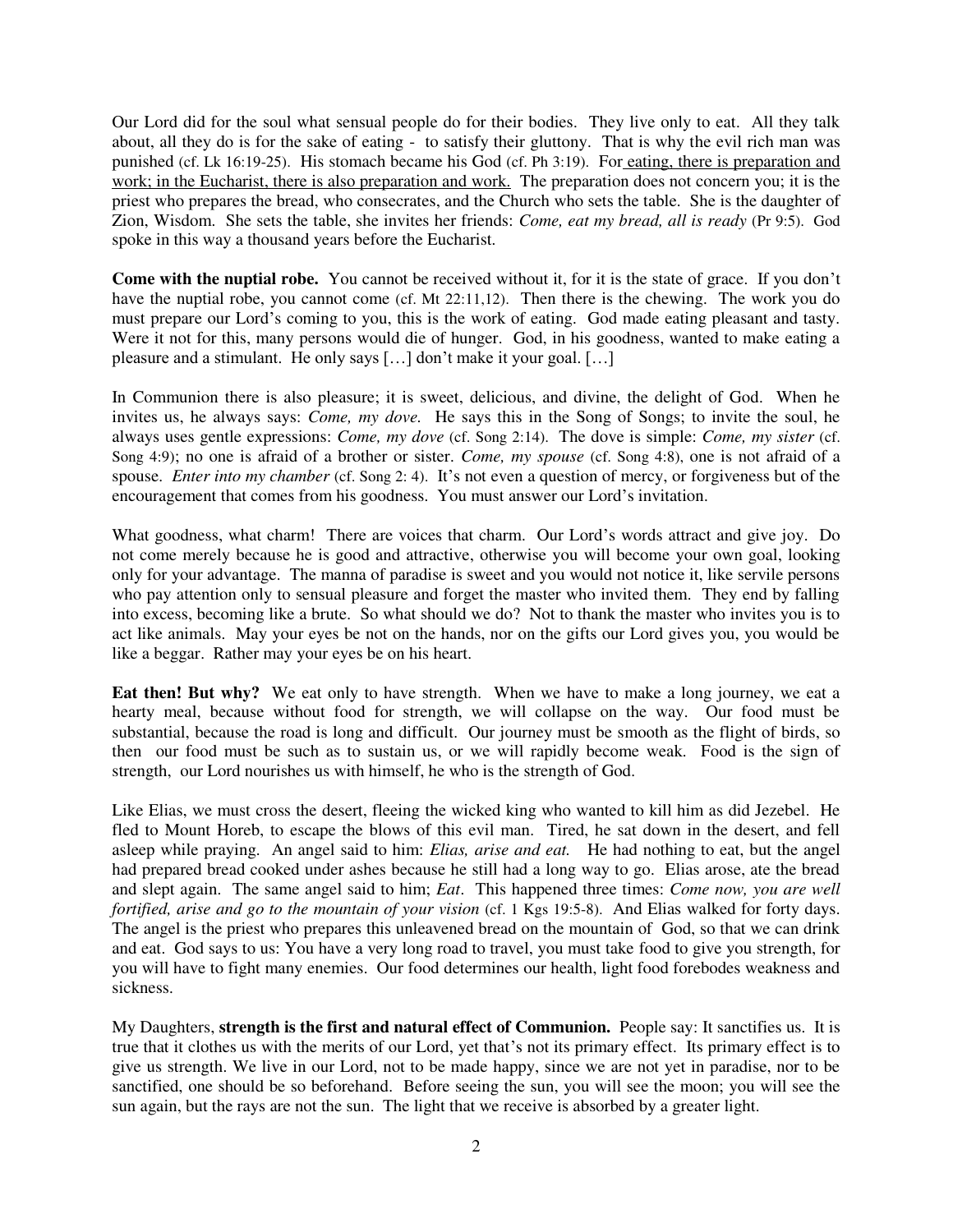Our Lord did for the soul what sensual people do for their bodies. They live only to eat. All they talk about, all they do is for the sake of eating - to satisfy their gluttony. That is why the evil rich man was punished (cf. Lk 16:19-25). His stomach became his God (cf. Ph 3:19). For <u>eating, there is preparation and work; in the Eucharist, there is also preparation and work.</u> The preparation does not concern you; it is the priest who prepares the bread, who consecrates, and the Church who sets the table. She is the daughter of Zion, Wisdom. She sets the table, she invites her friends: *Come, eat my bread, all is ready* (Pr 9:5). God spoke in this way a thousand years before the Eucharist.

**Come with the nuptial robe.** You cannot be received without it, for it is the state of grace. If you don't have the nuptial robe, you cannot come (cf. Mt 22:11,12). Then there is the chewing. The work you do must prepare our Lord's coming to you, this is the work of eating. God made eating pleasant and tasty. Were it not for this, many persons would die of hunger. God, in his goodness, wanted to make eating a pleasure and a stimulant. He only says [...] don't make it your goal. [...]

In Communion there is also pleasure; it is sweet, delicious, and divine, the delight of God. When he invites us, he always says: *Come, my dove.* He says this in the Song of Songs; to invite the soul, he always uses gentle expressions: *Come, my dove* (cf. Song 2:14). The dove is simple: *Come, my sister* (cf. Song 4:9); no one is afraid of a brother or sister. *Come, my spouse* (cf. Song 4:8), one is not afraid of a spouse. *Enter into my chamber* (cf. Song 2: 4). It's not even a question of mercy, or forgiveness but of the encouragement that comes from his goodness. You must answer our Lord's invitation.

What goodness, what charm! There are voices that charm. Our Lord's words attract and give joy. Do not come merely because he is good and attractive, otherwise you will become your own goal, looking only for your advantage. The manna of paradise is sweet and you would not notice it, like servile persons who pay attention only to sensual pleasure and forget the master who invited them. They end by falling into excess, becoming like a brute. So what should we do? Not to thank the master who invites you is to act like animals. May your eyes be not on the hands, nor on the gifts our Lord gives you, you would be like a beggar. Rather may your eyes be on his heart.

**Eat then! But why?** We eat only to have strength. When we have to make a long journey, we eat a hearty meal, because without food for strength, we will collapse on the way. Our food must be substantial, because the road is long and difficult. Our journey must be smooth as the flight of birds, so then our food must be such as to sustain us, or we will rapidly become weak. Food is the sign of strength, our Lord nourishes us with himself, he who is the strength of God.

Like Elias, we must cross the desert, fleeing the wicked king who wanted to kill him as did Jezebel. He fled to Mount Horeb, to escape the blows of this evil man. Tired, he sat down in the desert, and fell asleep while praying. An angel said to him: *Elias, arise and eat.* He had nothing to eat, but the angel had prepared bread cooked under ashes because he still had a long way to go. Elias arose, ate the bread and slept again. The same angel said to him; *Eat*. This happened three times: *Come now, you are well fortified, arise and go to the mountain of your vision* (cf. 1 Kgs 19:5-8). And Elias walked for forty days. The angel is the priest who prepares this unleavened bread on the mountain of God, so that we can drink and eat. God says to us: You have a very long road to travel, you must take food to give you strength, for you will have to fight many enemies. Our food determines our health, light food forebodes weakness and sickness.

My Daughters, **strength is the first and natural effect of Communion.** People say: It sanctifies us. It is true that it clothes us with the merits of our Lord, yet that's not its primary effect. Its primary effect is to give us strength. We live in our Lord, not to be made happy, since we are not yet in paradise, nor to be sanctified, one should be so beforehand. Before seeing the sun, you will see the moon; you will see the sun again, but the rays are not the sun. The light that we receive is absorbed by a greater light.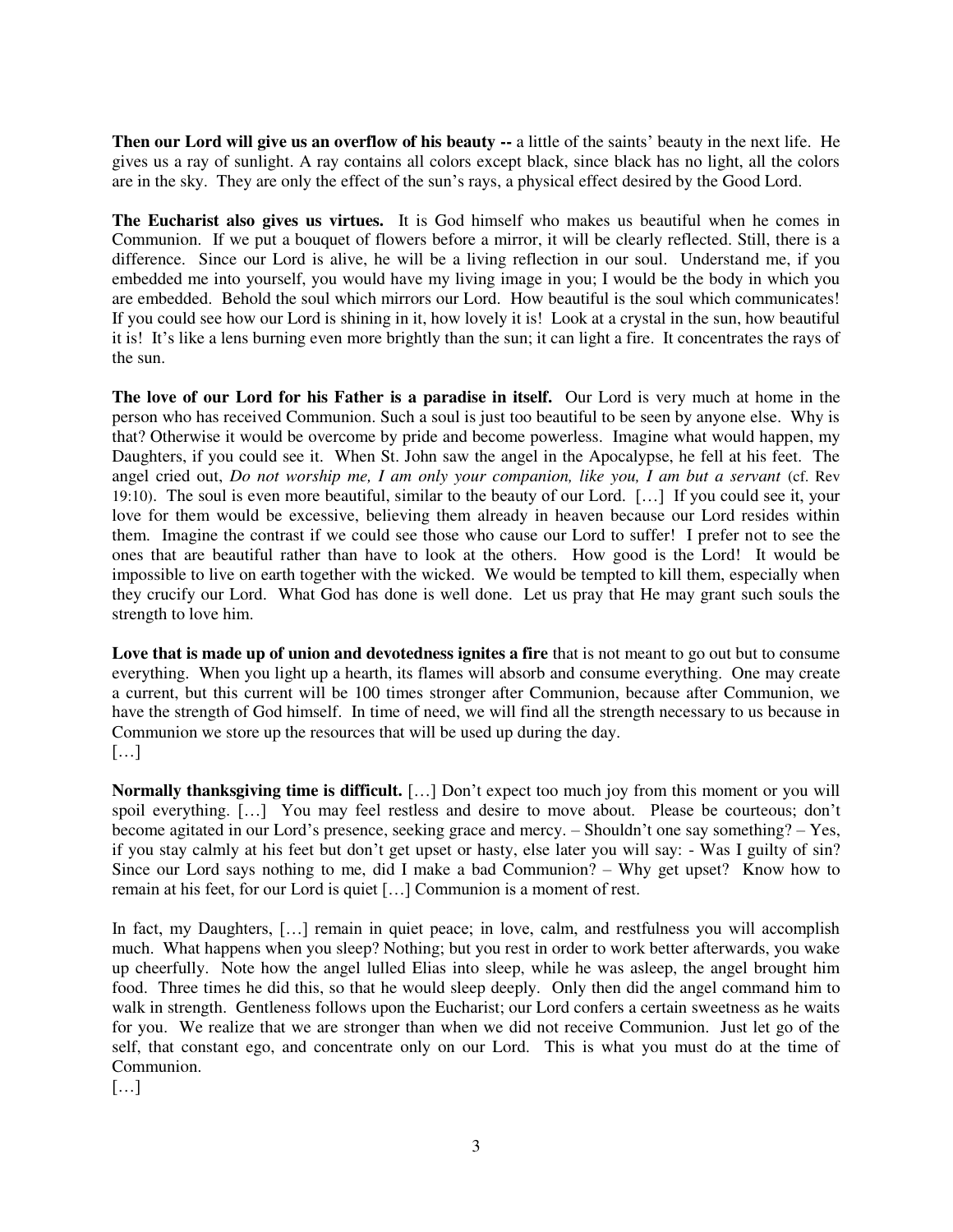**Then our Lord will give us an overflow of his beauty --** a little of the saints' beauty in the next life. He gives us a ray of sunlight. A ray contains all colors except black, since black has no light, all the colors are in the sky. They are only the effect of the sun's rays, a physical effect desired by the Good Lord.

**The Eucharist also gives us virtues.** It is God himself who makes us beautiful when he comes in Communion. If we put a bouquet of flowers before a mirror, it will be clearly reflected. Still, there is a difference. Since our Lord is alive, he will be a living reflection in our soul. Understand me, if you embedded me into yourself, you would have my living image in you; I would be the body in which you are embedded. Behold the soul which mirrors our Lord. How beautiful is the soul which communicates! If you could see how our Lord is shining in it, how lovely it is! Look at a crystal in the sun, how beautiful it is! It's like a lens burning even more brightly than the sun; it can light a fire. It concentrates the rays of the sun.

**The love of our Lord for his Father is a paradise in itself.** Our Lord is very much at home in the person who has received Communion. Such a soul is just too beautiful to be seen by anyone else. Why is that? Otherwise it would be overcome by pride and become powerless. Imagine what would happen, my Daughters, if you could see it. When St. John saw the angel in the Apocalypse, he fell at his feet. The angel cried out, *Do not worship me, I am only your companion, like you, I am but a servant* (cf. Rev 19:10). The soul is even more beautiful, similar to the beauty of our Lord. […] If you could see it, your love for them would be excessive, believing them already in heaven because our Lord resides within them. Imagine the contrast if we could see those who cause our Lord to suffer! I prefer not to see the ones that are beautiful rather than have to look at the others. How good is the Lord! It would be impossible to live on earth together with the wicked. We would be tempted to kill them, especially when they crucify our Lord. What God has done is well done. Let us pray that He may grant such souls the strength to love him.

**Love that is made up of union and devotedness ignites a fire** that is not meant to go out but to consume everything. When you light up a hearth, its flames will absorb and consume everything. One may create a current, but this current will be 100 times stronger after Communion, because after Communion, we have the strength of God himself. In time of need, we will find all the strength necessary to us because in Communion we store up the resources that will be used up during the day.
[…]

**Normally thanksgiving time is difficult.** […] Don't expect too much joy from this moment or you will spoil everything. […] You may feel restless and desire to move about. Please be courteous; don't become agitated in our Lord's presence, seeking grace and mercy. – Shouldn't one say something? – Yes, if you stay calmly at his feet but don't get upset or hasty, else later you will say: - Was I guilty of sin? Since our Lord says nothing to me, did I make a bad Communion? – Why get upset? Know how to remain at his feet, for our Lord is quiet […] Communion is a moment of rest.

In fact, my Daughters, […] remain in quiet peace; in love, calm, and restfulness you will accomplish much. What happens when you sleep? Nothing; but you rest in order to work better afterwards, you wake up cheerfully. Note how the angel lulled Elias into sleep, while he was asleep, the angel brought him food. Three times he did this, so that he would sleep deeply. Only then did the angel command him to walk in strength. Gentleness follows upon the Eucharist; our Lord confers a certain sweetness as he waits for you. We realize that we are stronger than when we did not receive Communion. Just let go of the self, that constant ego, and concentrate only on our Lord. This is what you must do at the time of Communion.
[…]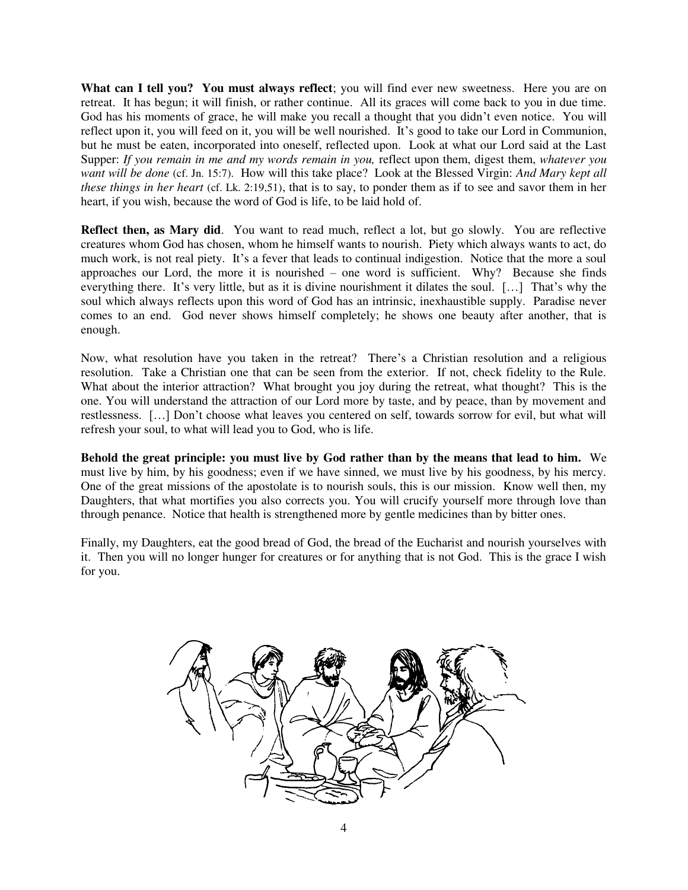**What can I tell you? You must always reflect**; you will find ever new sweetness. Here you are on retreat. It has begun; it will finish, or rather continue. All its graces will come back to you in due time. God has his moments of grace, he will make you recall a thought that you didn't even notice. You will reflect upon it, you will feed on it, you will be well nourished. It's good to take our Lord in Communion, but he must be eaten, incorporated into oneself, reflected upon. Look at what our Lord said at the Last Supper: *If you remain in me and my words remain in you,* reflect upon them, digest them, *whatever you want will be done* (cf. Jn. 15:7). How will this take place? Look at the Blessed Virgin: *And Mary kept all these things in her heart* (cf. Lk. 2:19,51), that is to say, to ponder them as if to see and savor them in her heart, if you wish, because the word of God is life, to be laid hold of.

**Reflect then, as Mary did**. You want to read much, reflect a lot, but go slowly. You are reflective creatures whom God has chosen, whom he himself wants to nourish. Piety which always wants to act, do much work, is not real piety. It's a fever that leads to continual indigestion. Notice that the more a soul approaches our Lord, the more it is nourished – one word is sufficient. Why? Because she finds everything there. It's very little, but as it is divine nourishment it dilates the soul. […] That's why the soul which always reflects upon this word of God has an intrinsic, inexhaustible supply. Paradise never comes to an end. God never shows himself completely; he shows one beauty after another, that is enough.

Now, what resolution have you taken in the retreat? There's a Christian resolution and a religious resolution. Take a Christian one that can be seen from the exterior. If not, check fidelity to the Rule. What about the interior attraction? What brought you joy during the retreat, what thought? This is the one. You will understand the attraction of our Lord more by taste, and by peace, than by movement and restlessness. […] Don't choose what leaves you centered on self, towards sorrow for evil, but what will refresh your soul, to what will lead you to God, who is life.

**Behold the great principle: you must live by God rather than by the means that lead to him.** We must live by him, by his goodness; even if we have sinned, we must live by his goodness, by his mercy. One of the great missions of the apostolate is to nourish souls, this is our mission. Know well then, my Daughters, that what mortifies you also corrects you. You will crucify yourself more through love than through penance. Notice that health is strengthened more by gentle medicines than by bitter ones.

Finally, my Daughters, eat the good bread of God, the bread of the Eucharist and nourish yourselves with it. Then you will no longer hunger for creatures or for anything that is not God. This is the grace I wish for you.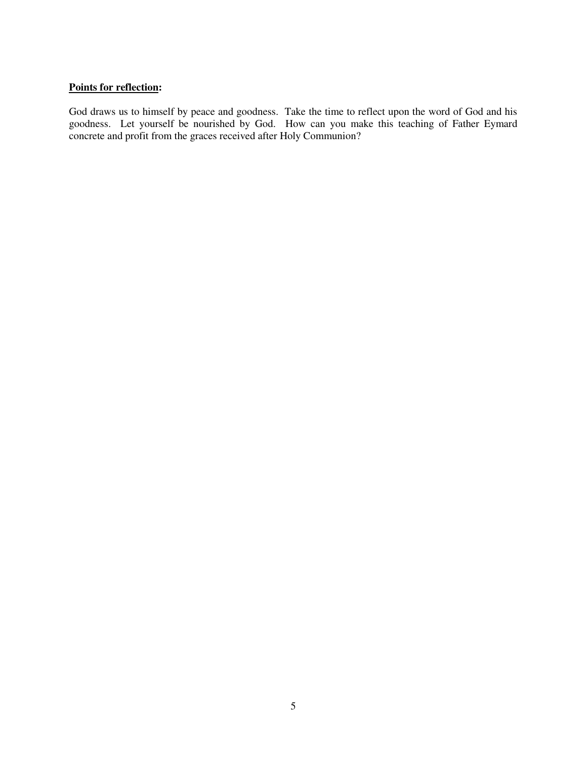**<u>Points for reflection</u>:**

God draws us to himself by peace and goodness. Take the time to reflect upon the word of God and his goodness. Let yourself be nourished by God. How can you make this teaching of Father Eymard concrete and profit from the graces received after Holy Communion?